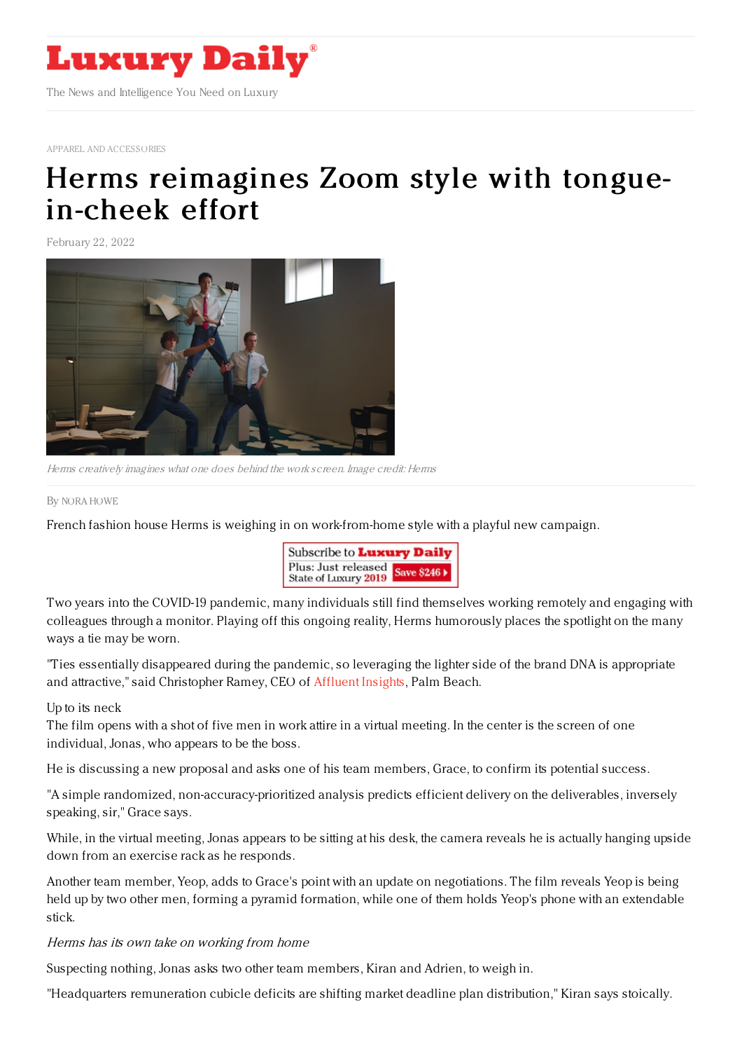# Luxury Daily

The News and Intelligence You Need on Luxury

APPAREL AND ACCESSORIES

# Herms reimagines Zoom style with tongue-in-cheek effort

February 22, 2022

*Herms creatively imagines what one does behind the work screen. Image credit: Herms*

By NORA HOWE

French fashion house Herms is weighing in on work-from-home style with a playful new campaign.

Two years into the COVID-19 pandemic, many individuals still find themselves working remotely and engaging with colleagues through a monitor. Playing off this ongoing reality, Herms humorously places the spotlight on the many ways a tie may be worn.

"Ties essentially disappeared during the pandemic, so leveraging the lighter side of the brand DNA is appropriate and attractive," said Christopher Ramey, CEO of Affluent Insights, Palm Beach.

Up to its neck

The film opens with a shot of five men in work attire in a virtual meeting. In the center is the screen of one individual, Jonas, who appears to be the boss.

He is discussing a new proposal and asks one of his team members, Grace, to confirm its potential success.

"A simple randomized, non-accuracy-prioritized analysis predicts efficient delivery on the deliverables, inversely speaking, sir," Grace says.

While, in the virtual meeting, Jonas appears to be sitting at his desk, the camera reveals he is actually hanging upside down from an exercise rack as he responds.

Another team member, Yeop, adds to Grace's point with an update on negotiations. The film reveals Yeop is being held up by two other men, forming a pyramid formation, while one of them holds Yeop's phone with an extendable stick.

*Herms has its own take on working from home*

Suspecting nothing, Jonas asks two other team members, Kiran and Adrien, to weigh in.

"Headquarters remuneration cubicle deficits are shifting market deadline plan distribution," Kiran says stoically.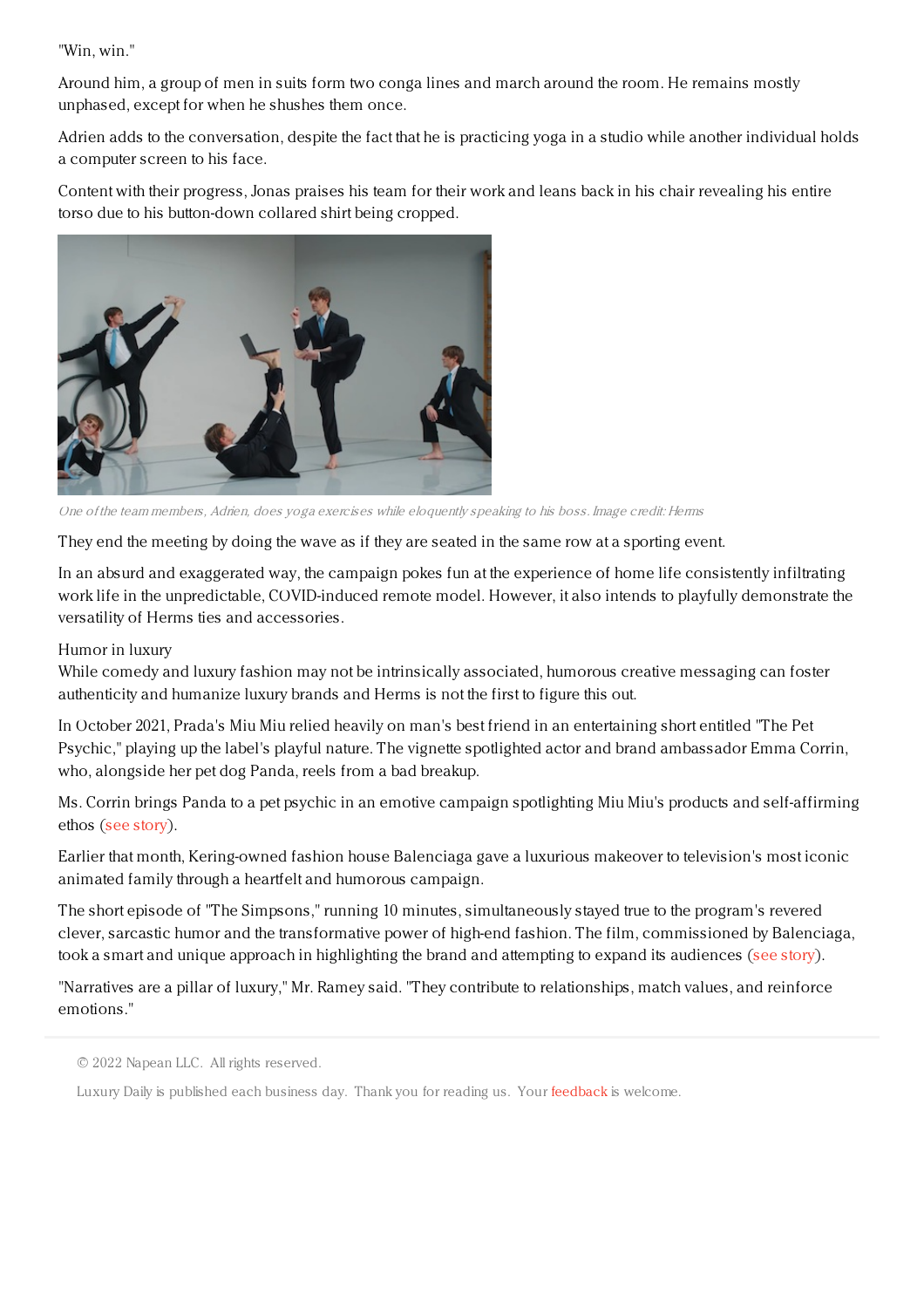"Win, win."

Around him, a group of men in suits form two conga lines and march around the room. He remains mostly unphased, except for when he shushes them once.

Adrien adds to the conversation, despite the fact that he is practicing yoga in a studio while another individual holds a computer screen to his face.

Content with their progress, Jonas praises his team for their work and leans back in his chair revealing his entire torso due to his button-down collared shirt being cropped.

*One of the team members, Adrien, does yoga exercises while eloquently speaking to his boss. Image credit: Herms*

They end the meeting by doing the wave as if they are seated in the same row at a sporting event.

In an absurd and exaggerated way, the campaign pokes fun at the experience of home life consistently infiltrating work life in the unpredictable, COVID-induced remote model. However, it also intends to playfully demonstrate the versatility of Herms ties and accessories.

## Humor in luxury

While comedy and luxury fashion may not be intrinsically associated, humorous creative messaging can foster authenticity and humanize luxury brands and Herms is not the first to figure this out.

In October 2021, Prada's Miu Miu relied heavily on man's best friend in an entertaining short entitled "The Pet Psychic," playing up the label's playful nature. The vignette spotlighted actor and brand ambassador Emma Corrin, who, alongside her pet dog Panda, reels from a bad breakup.

Ms. Corrin brings Panda to a pet psychic in an emotive campaign spotlighting Miu Miu's products and self-affirming ethos (see story).

Earlier that month, Kering-owned fashion house Balenciaga gave a luxurious makeover to television's most iconic animated family through a heartfelt and humorous campaign.

The short episode of "The Simpsons," running 10 minutes, simultaneously stayed true to the program's revered clever, sarcastic humor and the transformative power of high-end fashion. The film, commissioned by Balenciaga, took a smart and unique approach in highlighting the brand and attempting to expand its audiences (see story).

"Narratives are a pillar of luxury," Mr. Ramey said. "They contribute to relationships, match values, and reinforce emotions."

© 2022 Napean LLC. All rights reserved.

Luxury Daily is published each business day. Thank you for reading us. Your feedback is welcome.